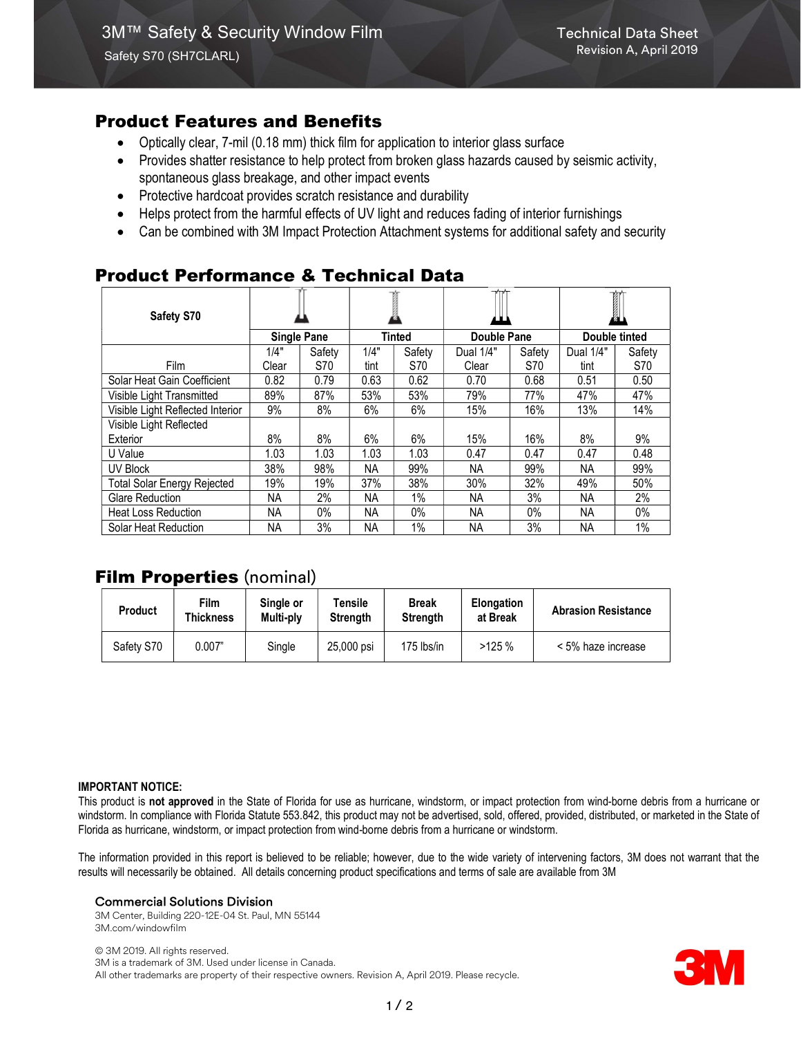# 3M™ Safety & Security Window Film

Safety S70 (SH7CLARL)

Technical Data Sheet
Revision A, April 2019

## Product Features and Benefits

- Optically clear, 7-mil (0.18 mm) thick film for application to interior glass surface
- Provides shatter resistance to help protect from broken glass hazards caused by seismic activity, spontaneous glass breakage, and other impact events
- Protective hardcoat provides scratch resistance and durability
- Helps protect from the harmful effects of UV light and reduces fading of interior furnishings
- Can be combined with 3M Impact Protection Attachment systems for additional safety and security

## Product Performance & Technical Data

| Safety S70 | Single Pane | | Tinted | | Double Pane | | Double tinted | |
|---|---|---|---|---|---|---|---|---|
| Film | 1/4" Clear | Safety S70 | 1/4" tint | Safety S70 | Dual 1/4" Clear | Safety S70 | Dual 1/4" tint | Safety S70 |
| Solar Heat Gain Coefficient | 0.82 | 0.79 | 0.63 | 0.62 | 0.70 | 0.68 | 0.51 | 0.50 |
| Visible Light Transmitted | 89% | 87% | 53% | 53% | 79% | 77% | 47% | 47% |
| Visible Light Reflected Interior | 9% | 8% | 6% | 6% | 15% | 16% | 13% | 14% |
| Visible Light Reflected Exterior | 8% | 8% | 6% | 6% | 15% | 16% | 8% | 9% |
| U Value | 1.03 | 1.03 | 1.03 | 1.03 | 0.47 | 0.47 | 0.47 | 0.48 |
| UV Block | 38% | 98% | NA | 99% | NA | 99% | NA | 99% |
| Total Solar Energy Rejected | 19% | 19% | 37% | 38% | 30% | 32% | 49% | 50% |
| Glare Reduction | NA | 2% | NA | 1% | NA | 3% | NA | 2% |
| Heat Loss Reduction | NA | 0% | NA | 0% | NA | 0% | NA | 0% |
| Solar Heat Reduction | NA | 3% | NA | 1% | NA | 3% | NA | 1% |

## Film Properties (nominal)

| Product | Film Thickness | Single or Multi-ply | Tensile Strength | Break Strength | Elongation at Break | Abrasion Resistance |
|---|---|---|---|---|---|---|
| Safety S70 | 0.007" | Single | 25,000 psi | 175 lbs/in | >125 % | < 5% haze increase |

**IMPORTANT NOTICE:**

This product is **not approved** in the State of Florida for use as hurricane, windstorm, or impact protection from wind-borne debris from a hurricane or windstorm. In compliance with Florida Statute 553.842, this product may not be advertised, sold, offered, provided, distributed, or marketed in the State of Florida as hurricane, windstorm, or impact protection from wind-borne debris from a hurricane or windstorm.

The information provided in this report is believed to be reliable; however, due to the wide variety of intervening factors, 3M does not warrant that the results will necessarily be obtained. All details concerning product specifications and terms of sale are available from 3M

**Commercial Solutions Division**
3M Center, Building 220-12E-04 St. Paul, MN 55144
3M.com/windowfilm

© 3M 2019. All rights reserved.
3M is a trademark of 3M. Used under license in Canada.
All other trademarks are property of their respective owners. Revision A, April 2019. Please recycle.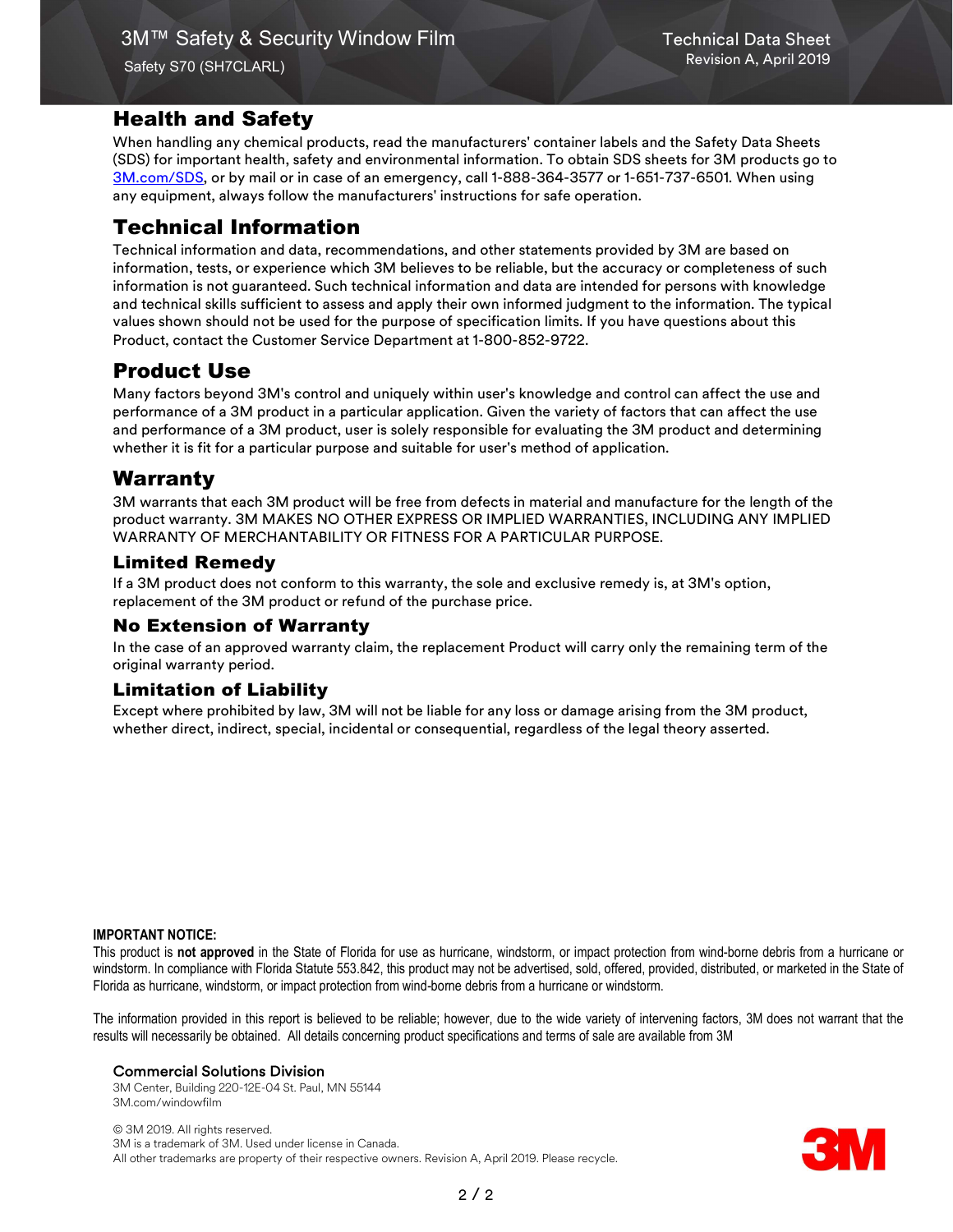## Health and Safety

When handling any chemical products, read the manufacturers' container labels and the Safety Data Sheets (SDS) for important health, safety and environmental information. To obtain SDS sheets for 3M products go to 3M.com/SDS, or by mail or in case of an emergency, call 1-888-364-3577 or 1-651-737-6501. When using any equipment, always follow the manufacturers' instructions for safe operation.

## Technical Information

Technical information and data, recommendations, and other statements provided by 3M are based on information, tests, or experience which 3M believes to be reliable, but the accuracy or completeness of such information is not guaranteed. Such technical information and data are intended for persons with knowledge and technical skills sufficient to assess and apply their own informed judgment to the information. The typical values shown should not be used for the purpose of specification limits. If you have questions about this Product, contact the Customer Service Department at 1-800-852-9722.

## Product Use

Many factors beyond 3M's control and uniquely within user's knowledge and control can affect the use and performance of a 3M product in a particular application. Given the variety of factors that can affect the use and performance of a 3M product, user is solely responsible for evaluating the 3M product and determining whether it is fit for a particular purpose and suitable for user's method of application.

## Warranty

3M warrants that each 3M product will be free from defects in material and manufacture for the length of the product warranty. 3M MAKES NO OTHER EXPRESS OR IMPLIED WARRANTIES, INCLUDING ANY IMPLIED WARRANTY OF MERCHANTABILITY OR FITNESS FOR A PARTICULAR PURPOSE.

### Limited Remedy

If a 3M product does not conform to this warranty, the sole and exclusive remedy is, at 3M's option, replacement of the 3M product or refund of the purchase price.

### No Extension of Warranty

In the case of an approved warranty claim, the replacement Product will carry only the remaining term of the original warranty period.

### Limitation of Liability

Except where prohibited by law, 3M will not be liable for any loss or damage arising from the 3M product, whether direct, indirect, special, incidental or consequential, regardless of the legal theory asserted.

**IMPORTANT NOTICE:**

This product is **not approved** in the State of Florida for use as hurricane, windstorm, or impact protection from wind-borne debris from a hurricane or windstorm. In compliance with Florida Statute 553.842, this product may not be advertised, sold, offered, provided, distributed, or marketed in the State of Florida as hurricane, windstorm, or impact protection from wind-borne debris from a hurricane or windstorm.

The information provided in this report is believed to be reliable; however, due to the wide variety of intervening factors, 3M does not warrant that the results will necessarily be obtained. All details concerning product specifications and terms of sale are available from 3M

**Commercial Solutions Division**
3M Center, Building 220-12E-04 St. Paul, MN 55144
3M.com/windowfilm

© 3M 2019. All rights reserved.
3M is a trademark of 3M. Used under license in Canada.
All other trademarks are property of their respective owners. Revision A, April 2019. Please recycle.